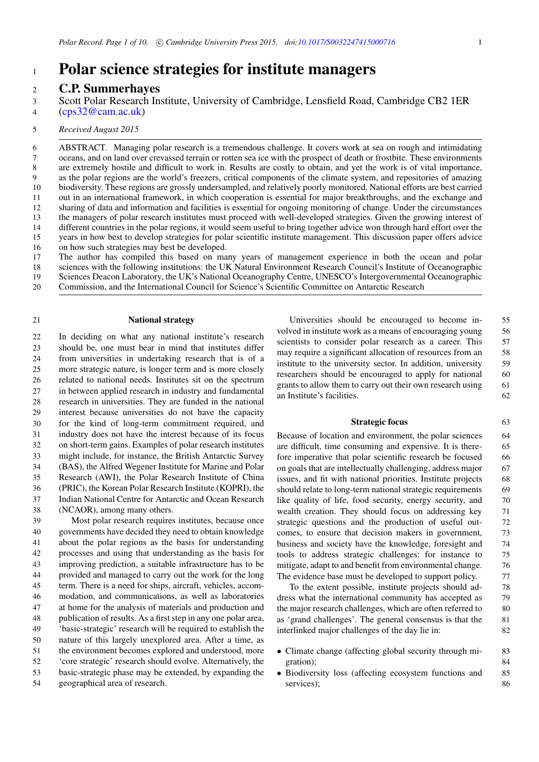# Polar science strategies for institute managers

## C.P. Summerhayes

Scott Polar Research Institute, University of Cambridge, Lensfield Road, Cambridge CB2 1ER (cps32@cam.ac.uk)

*Received August 2015*

ABSTRACT. Managing polar research is a tremendous challenge. It covers work at sea on rough and intimidating oceans, and on land over crevassed terrain or rotten sea ice with the prospect of death or frostbite. These environments are extremely hostile and difficult to work in. Results are costly to obtain, and yet the work is of vital importance, as the polar regions are the world's freezers, critical components of the climate system, and repositories of amazing biodiversity. These regions are grossly undersampled, and relatively poorly monitored. National efforts are best carried out in an international framework, in which cooperation is essential for major breakthroughs, and the exchange and sharing of data and information and facilities is essential for ongoing monitoring of change. Under the circumstances the managers of polar research institutes must proceed with well-developed strategies. Given the growing interest of different countries in the polar regions, it would seem useful to bring together advice won through hard effort over the years in how best to develop strategies for polar scientific institute management. This discussion paper offers advice on how such strategies may best be developed.

The author has compiled this based on many years of management experience in both the ocean and polar sciences with the following institutions: the UK Natural Environment Research Council's Institute of Oceanographic Sciences Deacon Laboratory, the UK's National Oceanography Centre, UNESCO's Intergovernmental Oceanographic Commission, and the International Council for Science's Scientific Committee on Antarctic Research

### National strategy

In deciding on what any national institute's research should be, one must bear in mind that institutes differ from universities in undertaking research that is of a more strategic nature, is longer term and is more closely related to national needs. Institutes sit on the spectrum in between applied research in industry and fundamental research in universities. They are funded in the national interest because universities do not have the capacity for the kind of long-term commitment required, and industry does not have the interest because of its focus on short-term gains. Examples of polar research institutes might include, for instance, the British Antarctic Survey (BAS), the Alfred Wegener Institute for Marine and Polar Research (AWI), the Polar Research Institute of China (PRIC), the Korean Polar Research Institute (KOPRI), the Indian National Centre for Antarctic and Ocean Research (NCAOR), among many others.

Most polar research requires institutes, because once governments have decided they need to obtain knowledge about the polar regions as the basis for understanding processes and using that understanding as the basis for improving prediction, a suitable infrastructure has to be provided and managed to carry out the work for the long term. There is a need for ships, aircraft, vehicles, accommodation, and communications, as well as laboratories at home for the analysis of materials and production and publication of results. As a first step in any one polar area, 'basic-strategic' research will be required to establish the nature of this largely unexplored area. After a time, as the environment becomes explored and understood, more 'core strategic' research should evolve. Alternatively, the basic-strategic phase may be extended, by expanding the geographical area of research.

Universities should be encouraged to become involved in institute work as a means of encouraging young scientists to consider polar research as a career. This may require a significant allocation of resources from an institute to the university sector. In addition, university researchers should be encouraged to apply for national grants to allow them to carry out their own research using an Institute's facilities.

### Strategic focus

Because of location and environment, the polar sciences are difficult, time consuming and expensive. It is therefore imperative that polar scientific research be focused on goals that are intellectually challenging, address major issues, and fit with national priorities. Institute projects should relate to long-term national strategic requirements like quality of life, food security, energy security, and wealth creation. They should focus on addressing key strategic questions and the production of useful outcomes, to ensure that decision makers in government, business and society have the knowledge, foresight and tools to address strategic challenges: for instance to mitigate, adapt to and benefit from environmental change. The evidence base must be developed to support policy.

To the extent possible, institute projects should address what the international community has accepted as the major research challenges, which are often referred to as 'grand challenges'. The general consensus is that the interlinked major challenges of the day lie in:

- Climate change (affecting global security through migration);
- Biodiversity loss (affecting ecosystem functions and services);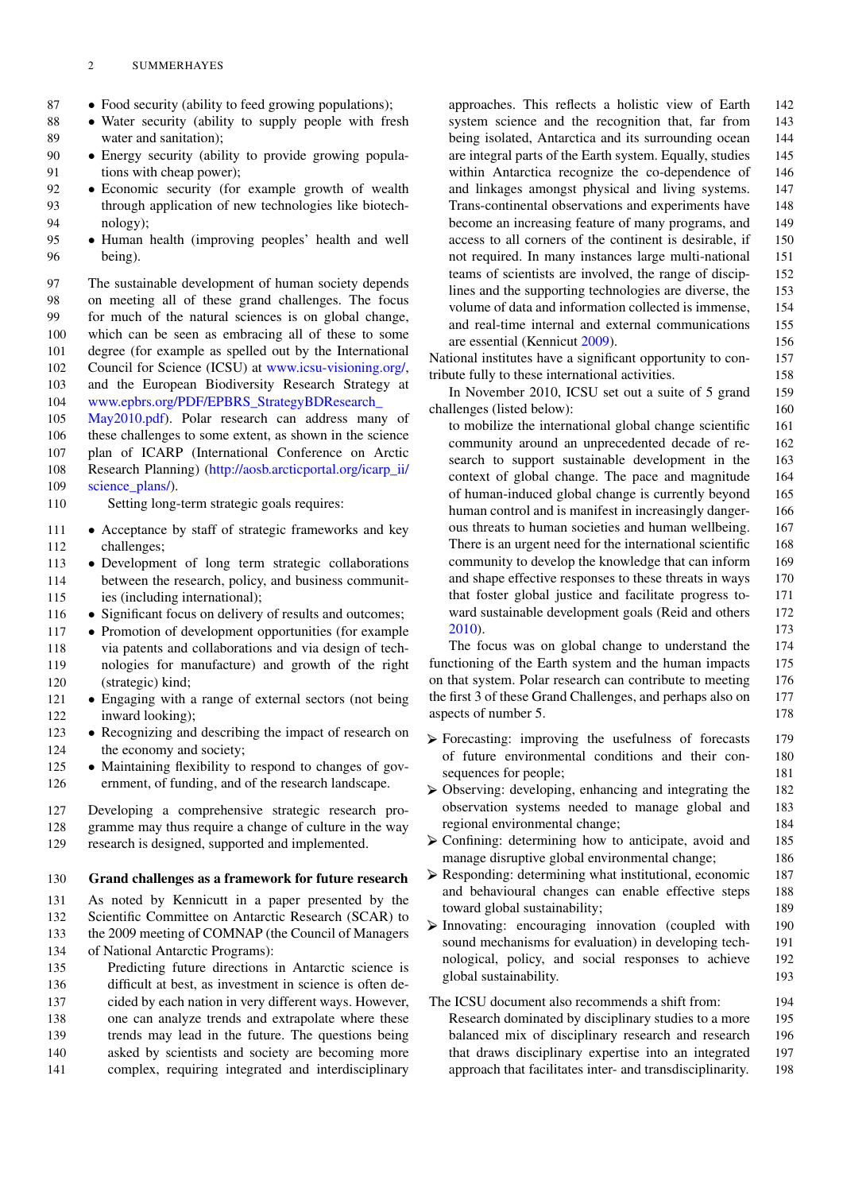- Food security (ability to feed growing populations);
- Water security (ability to supply people with fresh water and sanitation);
- Energy security (ability to provide growing populations with cheap power);
- Economic security (for example growth of wealth through application of new technologies like biotechnology);
- Human health (improving peoples' health and well being).

The sustainable development of human society depends on meeting all of these grand challenges. The focus for much of the natural sciences is on global change, which can be seen as embracing all of these to some degree (for example as spelled out by the International Council for Science (ICSU) at www.icsu-visioning.org/, and the European Biodiversity Research Strategy at www.epbrs.org/PDF/EPBRS_StrategyBDResearch_May2010.pdf). Polar research can address many of these challenges to some extent, as shown in the science plan of ICARP (International Conference on Arctic Research Planning) (http://aosb.arcticportal.org/icarp_ii/science_plans/).

Setting long-term strategic goals requires:

- Acceptance by staff of strategic frameworks and key challenges;
- Development of long term strategic collaborations between the research, policy, and business communities (including international);
- Significant focus on delivery of results and outcomes;
- Promotion of development opportunities (for example via patents and collaborations and via design of technologies for manufacture) and growth of the right (strategic) kind;
- Engaging with a range of external sectors (not being inward looking);
- Recognizing and describing the impact of research on the economy and society;
- Maintaining flexibility to respond to changes of government, of funding, and of the research landscape.

Developing a comprehensive strategic research programme may thus require a change of culture in the way research is designed, supported and implemented.

## Grand challenges as a framework for future research

As noted by Kennicutt in a paper presented by the Scientific Committee on Antarctic Research (SCAR) to the 2009 meeting of COMNAP (the Council of Managers of National Antarctic Programs):

> Predicting future directions in Antarctic science is difficult at best, as investment in science is often decided by each nation in very different ways. However, one can analyze trends and extrapolate where these trends may lead in the future. The questions being asked by scientists and society are becoming more complex, requiring integrated and interdisciplinary approaches. This reflects a holistic view of Earth system science and the recognition that, far from being isolated, Antarctica and its surrounding ocean are integral parts of the Earth system. Equally, studies within Antarctica recognize the co-dependence of and linkages amongst physical and living systems. Trans-continental observations and experiments have become an increasing feature of many programs, and access to all corners of the continent is desirable, if not required. In many instances large multi-national teams of scientists are involved, the range of disciplines and the supporting technologies are diverse, the volume of data and information collected is immense, and real-time internal and external communications are essential (Kennicut 2009).

National institutes have a significant opportunity to contribute fully to these international activities.

In November 2010, ICSU set out a suite of 5 grand challenges (listed below):

> to mobilize the international global change scientific community around an unprecedented decade of research to support sustainable development in the context of global change. The pace and magnitude of human-induced global change is currently beyond human control and is manifest in increasingly dangerous threats to human societies and human wellbeing. There is an urgent need for the international scientific community to develop the knowledge that can inform and shape effective responses to these threats in ways that foster global justice and facilitate progress toward sustainable development goals (Reid and others 2010).

The focus was on global change to understand the functioning of the Earth system and the human impacts on that system. Polar research can contribute to meeting the first 3 of these Grand Challenges, and perhaps also on aspects of number 5.

- Forecasting: improving the usefulness of forecasts of future environmental conditions and their consequences for people;
- Observing: developing, enhancing and integrating the observation systems needed to manage global and regional environmental change;
- Confining: determining how to anticipate, avoid and manage disruptive global environmental change;
- Responding: determining what institutional, economic and behavioural changes can enable effective steps toward global sustainability;
- Innovating: encouraging innovation (coupled with sound mechanisms for evaluation) in developing technological, policy, and social responses to achieve global sustainability.

The ICSU document also recommends a shift from:

> Research dominated by disciplinary studies to a more balanced mix of disciplinary research and research that draws disciplinary expertise into an integrated approach that facilitates inter- and transdisciplinarity.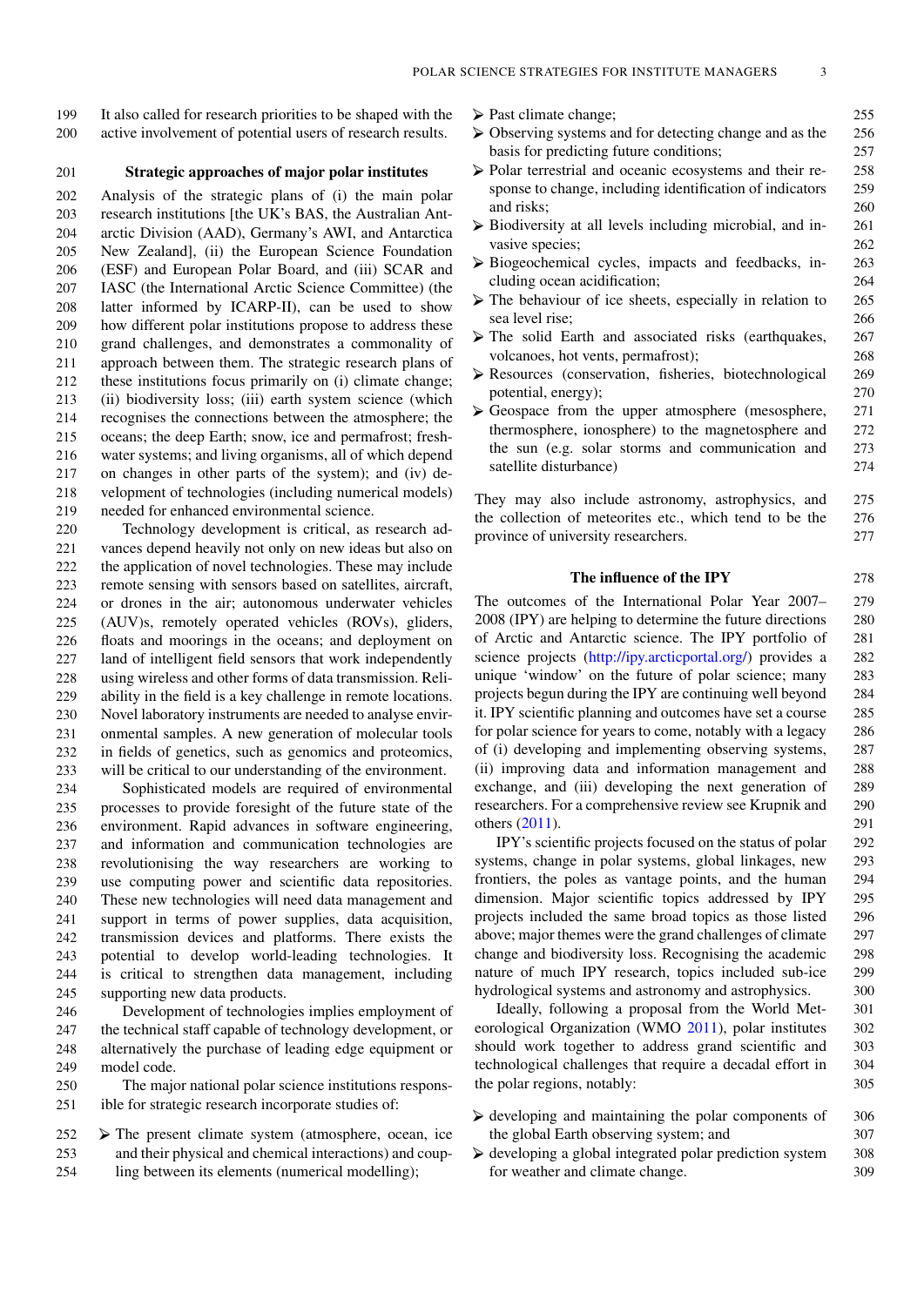It also called for research priorities to be shaped with the active involvement of potential users of research results.

## Strategic approaches of major polar institutes

Analysis of the strategic plans of (i) the main polar research institutions [the UK's BAS, the Australian Antarctic Division (AAD), Germany's AWI, and Antarctica New Zealand], (ii) the European Science Foundation (ESF) and European Polar Board, and (iii) SCAR and IASC (the International Arctic Science Committee) (the latter informed by ICARP-II), can be used to show how different polar institutions propose to address these grand challenges, and demonstrates a commonality of approach between them. The strategic research plans of these institutions focus primarily on (i) climate change; (ii) biodiversity loss; (iii) earth system science (which recognises the connections between the atmosphere; the oceans; the deep Earth; snow, ice and permafrost; freshwater systems; and living organisms, all of which depend on changes in other parts of the system); and (iv) development of technologies (including numerical models) needed for enhanced environmental science.

Technology development is critical, as research advances depend heavily not only on new ideas but also on the application of novel technologies. These may include remote sensing with sensors based on satellites, aircraft, or drones in the air; autonomous underwater vehicles (AUV)s, remotely operated vehicles (ROVs), gliders, floats and moorings in the oceans; and deployment on land of intelligent field sensors that work independently using wireless and other forms of data transmission. Reliability in the field is a key challenge in remote locations. Novel laboratory instruments are needed to analyse environmental samples. A new generation of molecular tools in fields of genetics, such as genomics and proteomics, will be critical to our understanding of the environment.

Sophisticated models are required of environmental processes to provide foresight of the future state of the environment. Rapid advances in software engineering, and information and communication technologies are revolutionising the way researchers are working to use computing power and scientific data repositories. These new technologies will need data management and support in terms of power supplies, data acquisition, transmission devices and platforms. There exists the potential to develop world-leading technologies. It is critical to strengthen data management, including supporting new data products.

Development of technologies implies employment of the technical staff capable of technology development, or alternatively the purchase of leading edge equipment or model code.

The major national polar science institutions responsible for strategic research incorporate studies of:

- The present climate system (atmosphere, ocean, ice and their physical and chemical interactions) and coupling between its elements (numerical modelling);
- Past climate change;
- Observing systems and for detecting change and as the basis for predicting future conditions;
- Polar terrestrial and oceanic ecosystems and their response to change, including identification of indicators and risks;
- Biodiversity at all levels including microbial, and invasive species;
- Biogeochemical cycles, impacts and feedbacks, including ocean acidification;
- The behaviour of ice sheets, especially in relation to sea level rise;
- The solid Earth and associated risks (earthquakes, volcanoes, hot vents, permafrost);
- Resources (conservation, fisheries, biotechnological potential, energy);
- Geospace from the upper atmosphere (mesosphere, thermosphere, ionosphere) to the magnetosphere and the sun (e.g. solar storms and communication and satellite disturbance)

They may also include astronomy, astrophysics, and the collection of meteorites etc., which tend to be the province of university researchers.

## The influence of the IPY

The outcomes of the International Polar Year 2007–2008 (IPY) are helping to determine the future directions of Arctic and Antarctic science. The IPY portfolio of science projects (http://ipy.arcticportal.org/) provides a unique 'window' on the future of polar science; many projects begun during the IPY are continuing well beyond it. IPY scientific planning and outcomes have set a course for polar science for years to come, notably with a legacy of (i) developing and implementing observing systems, (ii) improving data and information management and exchange, and (iii) developing the next generation of researchers. For a comprehensive review see Krupnik and others (2011).

IPY's scientific projects focused on the status of polar systems, change in polar systems, global linkages, new frontiers, the poles as vantage points, and the human dimension. Major scientific topics addressed by IPY projects included the same broad topics as those listed above; major themes were the grand challenges of climate change and biodiversity loss. Recognising the academic nature of much IPY research, topics included sub-ice hydrological systems and astronomy and astrophysics.

Ideally, following a proposal from the World Meteorological Organization (WMO 2011), polar institutes should work together to address grand scientific and technological challenges that require a decadal effort in the polar regions, notably:

- developing and maintaining the polar components of the global Earth observing system; and
- developing a global integrated polar prediction system for weather and climate change.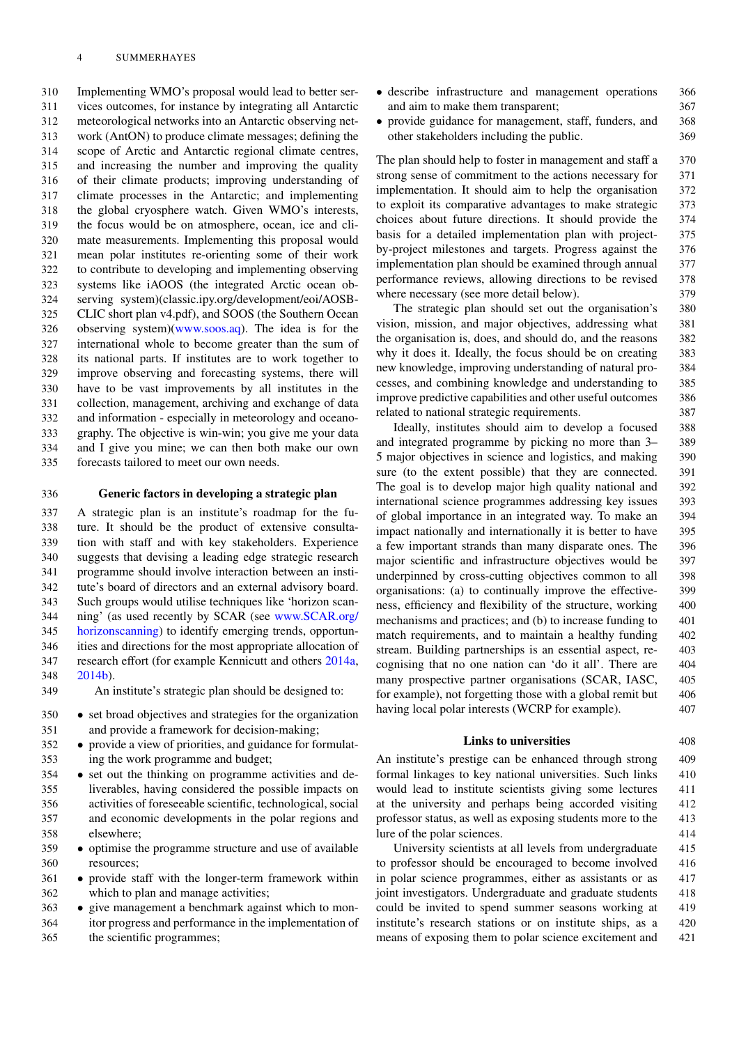Implementing WMO's proposal would lead to better services outcomes, for instance by integrating all Antarctic meteorological networks into an Antarctic observing network (AntON) to produce climate messages; defining the scope of Arctic and Antarctic regional climate centres, and increasing the number and improving the quality of their climate products; improving understanding of climate processes in the Antarctic; and implementing the global cryosphere watch. Given WMO's interests, the focus would be on atmosphere, ocean, ice and climate measurements. Implementing this proposal would mean polar institutes re-orienting some of their work to contribute to developing and implementing observing systems like iAOOS (the integrated Arctic ocean observing system)(classic.ipy.org/development/eoi/AOSB-CLIC short plan v4.pdf), and SOOS (the Southern Ocean observing system)(www.soos.aq). The idea is for the international whole to become greater than the sum of its national parts. If institutes are to work together to improve observing and forecasting systems, there will have to be vast improvements by all institutes in the collection, management, archiving and exchange of data and information - especially in meteorology and oceanography. The objective is win-win; you give me your data and I give you mine; we can then both make our own forecasts tailored to meet our own needs.

## Generic factors in developing a strategic plan

A strategic plan is an institute's roadmap for the future. It should be the product of extensive consultation with staff and with key stakeholders. Experience suggests that devising a leading edge strategic research programme should involve interaction between an institute's board of directors and an external advisory board. Such groups would utilise techniques like 'horizon scanning' (as used recently by SCAR (see www.SCAR.org/horizonscanning) to identify emerging trends, opportunities and directions for the most appropriate allocation of research effort (for example Kennicutt and others 2014a, 2014b).

An institute's strategic plan should be designed to:

- set broad objectives and strategies for the organization and provide a framework for decision-making;
- provide a view of priorities, and guidance for formulating the work programme and budget;
- set out the thinking on programme activities and deliverables, having considered the possible impacts on activities of foreseeable scientific, technological, social and economic developments in the polar regions and elsewhere;
- optimise the programme structure and use of available resources;
- provide staff with the longer-term framework within which to plan and manage activities;
- give management a benchmark against which to monitor progress and performance in the implementation of the scientific programmes;
- describe infrastructure and management operations and aim to make them transparent;
- provide guidance for management, staff, funders, and other stakeholders including the public.

The plan should help to foster in management and staff a strong sense of commitment to the actions necessary for implementation. It should aim to help the organisation to exploit its comparative advantages to make strategic choices about future directions. It should provide the basis for a detailed implementation plan with project-by-project milestones and targets. Progress against the implementation plan should be examined through annual performance reviews, allowing directions to be revised where necessary (see more detail below).

The strategic plan should set out the organisation's vision, mission, and major objectives, addressing what the organisation is, does, and should do, and the reasons why it does it. Ideally, the focus should be on creating new knowledge, improving understanding of natural processes, and combining knowledge and understanding to improve predictive capabilities and other useful outcomes related to national strategic requirements.

Ideally, institutes should aim to develop a focused and integrated programme by picking no more than 3–5 major objectives in science and logistics, and making sure (to the extent possible) that they are connected. The goal is to develop major high quality national and international science programmes addressing key issues of global importance in an integrated way. To make an impact nationally and internationally it is better to have a few important strands than many disparate ones. The major scientific and infrastructure objectives would be underpinned by cross-cutting objectives common to all organisations: (a) to continually improve the effectiveness, efficiency and flexibility of the structure, working mechanisms and practices; and (b) to increase funding to match requirements, and to maintain a healthy funding stream. Building partnerships is an essential aspect, recognising that no one nation can 'do it all'. There are many prospective partner organisations (SCAR, IASC, for example), not forgetting those with a global remit but having local polar interests (WCRP for example).

## Links to universities

An institute's prestige can be enhanced through strong formal linkages to key national universities. Such links would lead to institute scientists giving some lectures at the university and perhaps being accorded visiting professor status, as well as exposing students more to the lure of the polar sciences.

University scientists at all levels from undergraduate to professor should be encouraged to become involved in polar science programmes, either as assistants or as joint investigators. Undergraduate and graduate students could be invited to spend summer seasons working at institute's research stations or on institute ships, as a means of exposing them to polar science excitement and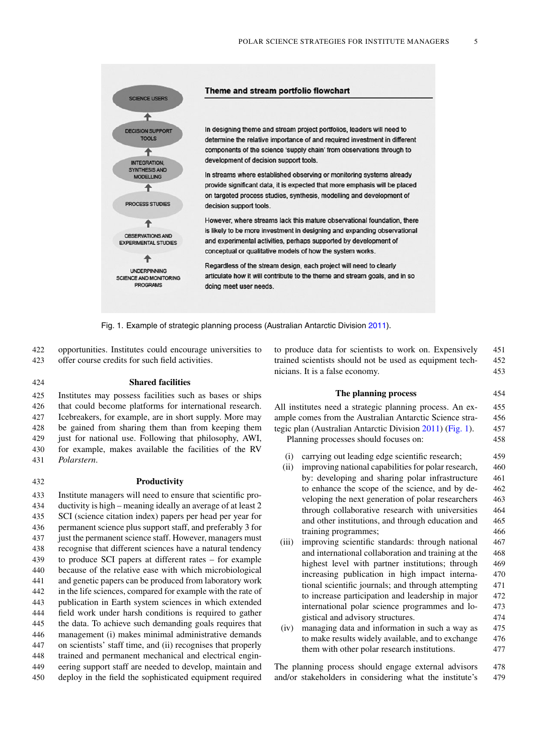**Theme and stream portfolio flowchart**

SCIENCE USERS

↑

DECISION SUPPORT TOOLS

↑

INTEGRATION, SYNTHESIS AND MODELLING

↑

PROCESS STUDIES

↑

OBSERVATIONS AND EXPERIMENTAL STUDIES

↑

UNDERPINNING SCIENCE AND MONITORING PROGRAMS

In designing theme and stream project portfolios, leaders will need to determine the relative importance of and required investment in different components of the science 'supply chain' from observations through to development of decision support tools.

In streams where established observing or monitoring systems already provide significant data, it is expected that more emphasis will be placed on targeted process studies, synthesis, modelling and development of decision support tools.

However, where streams lack this mature observational foundation, there is likely to be more investment in designing and expanding observational and experimental activities, perhaps supported by development of conceptual or qualitative models of how the system works.

Regardless of the stream design, each project will need to clearly articulate how it will contribute to the theme and stream goals, and in so doing meet user needs.

Fig. 1. Example of strategic planning process (Australian Antarctic Division 2011).

opportunities. Institutes could encourage universities to offer course credits for such field activities.

## Shared facilities

Institutes may possess facilities such as bases or ships that could become platforms for international research. Icebreakers, for example, are in short supply. More may be gained from sharing them than from keeping them just for national use. Following that philosophy, AWI, for example, makes available the facilities of the RV *Polarstern*.

## Productivity

Institute managers will need to ensure that scientific productivity is high – meaning ideally an average of at least 2 SCI (science citation index) papers per head per year for permanent science plus support staff, and preferably 3 for just the permanent science staff. However, managers must recognise that different sciences have a natural tendency to produce SCI papers at different rates – for example because of the relative ease with which microbiological and genetic papers can be produced from laboratory work in the life sciences, compared for example with the rate of publication in Earth system sciences in which extended field work under harsh conditions is required to gather the data. To achieve such demanding goals requires that management (i) makes minimal administrative demands on scientists' staff time, and (ii) recognises that properly trained and permanent mechanical and electrical engineering support staff are needed to develop, maintain and deploy in the field the sophisticated equipment required to produce data for scientists to work on. Expensively trained scientists should not be used as equipment technicians. It is a false economy.

## The planning process

All institutes need a strategic planning process. An example comes from the Australian Antarctic Science strategic plan (Australian Antarctic Division 2011) (Fig. 1).

Planning processes should focuses on:

(i) carrying out leading edge scientific research;

(ii) improving national capabilities for polar research, by: developing and sharing polar infrastructure to enhance the scope of the science, and by developing the next generation of polar researchers through collaborative research with universities and other institutions, and through education and training programmes;

(iii) improving scientific standards: through national and international collaboration and training at the highest level with partner institutions; through increasing publication in high impact international scientific journals; and through attempting to increase participation and leadership in major international polar science programmes and logistical and advisory structures.

(iv) managing data and information in such a way as to make results widely available, and to exchange them with other polar research institutions.

The planning process should engage external advisors and/or stakeholders in considering what the institute's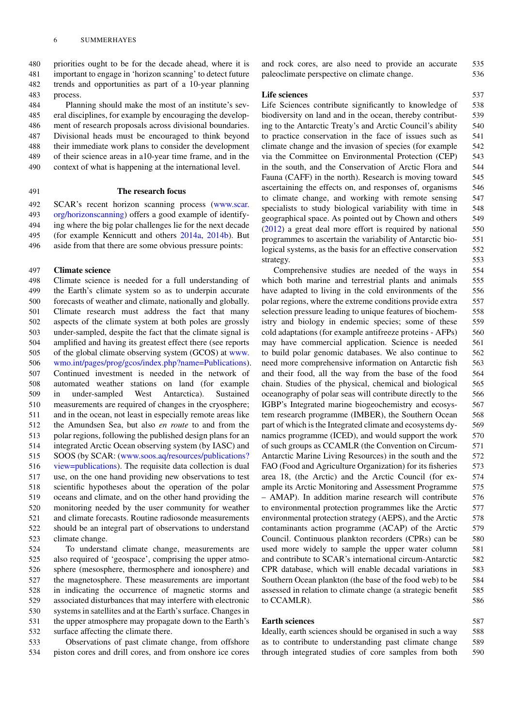priorities ought to be for the decade ahead, where it is important to engage in 'horizon scanning' to detect future trends and opportunities as part of a 10-year planning process.

Planning should make the most of an institute's several disciplines, for example by encouraging the development of research proposals across divisional boundaries. Divisional heads must be encouraged to think beyond their immediate work plans to consider the development of their science areas in a10-year time frame, and in the context of what is happening at the international level.

## The research focus

SCAR's recent horizon scanning process (www.scar.org/horizonscanning) offers a good example of identifying where the big polar challenges lie for the next decade (for example Kennicutt and others 2014a, 2014b). But aside from that there are some obvious pressure points:

### Climate science

Climate science is needed for a full understanding of the Earth's climate system so as to underpin accurate forecasts of weather and climate, nationally and globally. Climate research must address the fact that many aspects of the climate system at both poles are grossly under-sampled, despite the fact that the climate signal is amplified and having its greatest effect there (see reports of the global climate observing system (GCOS) at www.wmo.int/pages/prog/gcos/index.php?name=Publications). Continued investment is needed in the network of automated weather stations on land (for example in under-sampled West Antarctica). Sustained measurements are required of changes in the cryosphere; and in the ocean, not least in especially remote areas like the Amundsen Sea, but also *en route* to and from the polar regions, following the published design plans for an integrated Arctic Ocean observing system (by IASC) and SOOS (by SCAR: (www.soos.aq/resources/publications?view=publications). The requisite data collection is dual use, on the one hand providing new observations to test scientific hypotheses about the operation of the polar oceans and climate, and on the other hand providing the monitoring needed by the user community for weather and climate forecasts. Routine radiosonde measurements should be an integral part of observations to understand climate change.

To understand climate change, measurements are also required of 'geospace', comprising the upper atmosphere (mesosphere, thermosphere and ionosphere) and the magnetosphere. These measurements are important in indicating the occurrence of magnetic storms and associated disturbances that may interfere with electronic systems in satellites and at the Earth's surface. Changes in the upper atmosphere may propagate down to the Earth's surface affecting the climate there.

Observations of past climate change, from offshore piston cores and drill cores, and from onshore ice cores and rock cores, are also need to provide an accurate paleoclimate perspective on climate change.

### Life sciences

Life Sciences contribute significantly to knowledge of biodiversity on land and in the ocean, thereby contributing to the Antarctic Treaty's and Arctic Council's ability to practice conservation in the face of issues such as climate change and the invasion of species (for example via the Committee on Environmental Protection (CEP) in the south, and the Conservation of Arctic Flora and Fauna (CAFF) in the north). Research is moving toward ascertaining the effects on, and responses of, organisms to climate change, and working with remote sensing specialists to study biological variability with time in geographical space. As pointed out by Chown and others (2012) a great deal more effort is required by national programmes to ascertain the variability of Antarctic biological systems, as the basis for an effective conservation strategy.

Comprehensive studies are needed of the ways in which both marine and terrestrial plants and animals have adapted to living in the cold environments of the polar regions, where the extreme conditions provide extra selection pressure leading to unique features of biochemistry and biology in endemic species; some of these cold adaptations (for example antifreeze proteins - AFPs) may have commercial application. Science is needed to build polar genomic databases. We also continue to need more comprehensive information on Antarctic fish and their food, all the way from the base of the food chain. Studies of the physical, chemical and biological oceanography of polar seas will contribute directly to the IGBP's Integrated marine biogeochemistry and ecosystem research programme (IMBER), the Southern Ocean part of which is the Integrated climate and ecosystems dynamics programme (ICED), and would support the work of such groups as CCAMLR (the Convention on Circum-Antarctic Marine Living Resources) in the south and the FAO (Food and Agriculture Organization) for its fisheries area 18, (the Arctic) and the Arctic Council (for example its Arctic Monitoring and Assessment Programme – AMAP). In addition marine research will contribute to environmental protection programmes like the Arctic environmental protection strategy (AEPS), and the Arctic contaminants action programme (ACAP) of the Arctic Council. Continuous plankton recorders (CPRs) can be used more widely to sample the upper water column and contribute to SCAR's international circum-Antarctic CPR database, which will enable decadal variations in Southern Ocean plankton (the base of the food web) to be assessed in relation to climate change (a strategic benefit to CCAMLR).

### Earth sciences

Ideally, earth sciences should be organised in such a way as to contribute to understanding past climate change through integrated studies of core samples from both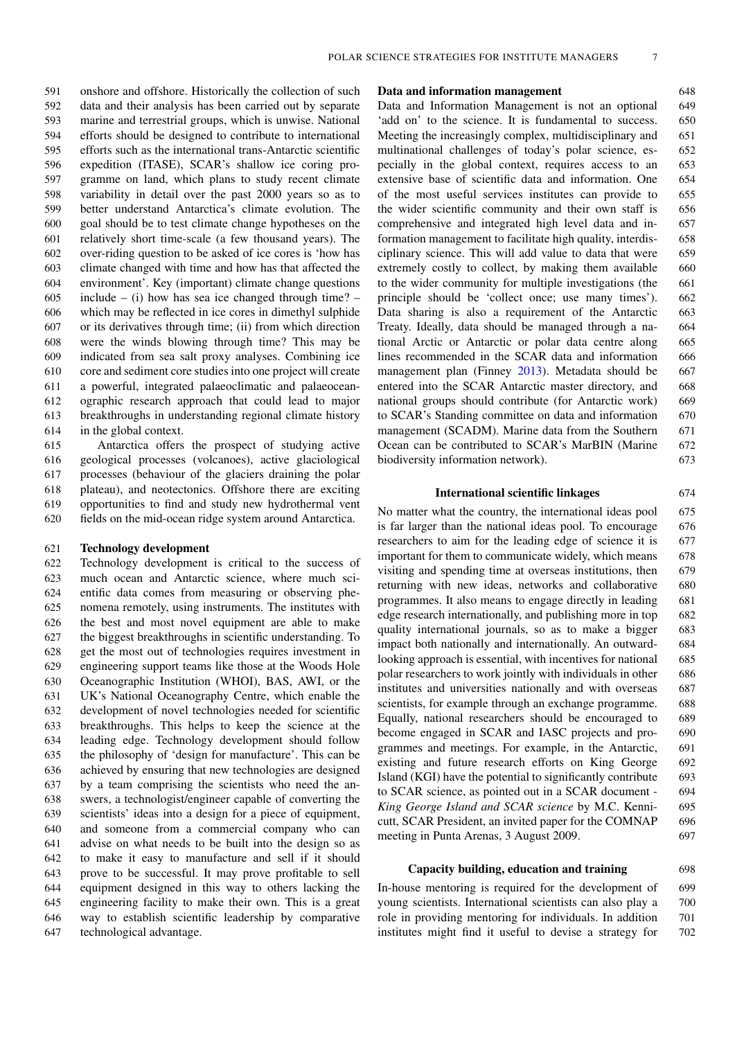onshore and offshore. Historically the collection of such data and their analysis has been carried out by separate marine and terrestrial groups, which is unwise. National efforts should be designed to contribute to international efforts such as the international trans-Antarctic scientific expedition (ITASE), SCAR's shallow ice coring programme on land, which plans to study recent climate variability in detail over the past 2000 years so as to better understand Antarctica's climate evolution. The goal should be to test climate change hypotheses on the relatively short time-scale (a few thousand years). The over-riding question to be asked of ice cores is 'how has climate changed with time and how has that affected the environment'. Key (important) climate change questions include – (i) how has sea ice changed through time? – which may be reflected in ice cores in dimethyl sulphide or its derivatives through time; (ii) from which direction were the winds blowing through time? This may be indicated from sea salt proxy analyses. Combining ice core and sediment core studies into one project will create a powerful, integrated palaeoclimatic and palaeoceanographic research approach that could lead to major breakthroughs in understanding regional climate history in the global context.

Antarctica offers the prospect of studying active geological processes (volcanoes), active glaciological processes (behaviour of the glaciers draining the polar plateau), and neotectonics. Offshore there are exciting opportunities to find and study new hydrothermal vent fields on the mid-ocean ridge system around Antarctica.

### Technology development

Technology development is critical to the success of much ocean and Antarctic science, where much scientific data comes from measuring or observing phenomena remotely, using instruments. The institutes with the best and most novel equipment are able to make the biggest breakthroughs in scientific understanding. To get the most out of technologies requires investment in engineering support teams like those at the Woods Hole Oceanographic Institution (WHOI), BAS, AWI, or the UK's National Oceanography Centre, which enable the development of novel technologies needed for scientific breakthroughs. This helps to keep the science at the leading edge. Technology development should follow the philosophy of 'design for manufacture'. This can be achieved by ensuring that new technologies are designed by a team comprising the scientists who need the answers, a technologist/engineer capable of converting the scientists' ideas into a design for a piece of equipment, and someone from a commercial company who can advise on what needs to be built into the design so as to make it easy to manufacture and sell if it should prove to be successful. It may prove profitable to sell equipment designed in this way to others lacking the engineering facility to make their own. This is a great way to establish scientific leadership by comparative technological advantage.

### Data and information management

Data and Information Management is not an optional 'add on' to the science. It is fundamental to success. Meeting the increasingly complex, multidisciplinary and multinational challenges of today's polar science, especially in the global context, requires access to an extensive base of scientific data and information. One of the most useful services institutes can provide to the wider scientific community and their own staff is comprehensive and integrated high level data and information management to facilitate high quality, interdisciplinary science. This will add value to data that were extremely costly to collect, by making them available to the wider community for multiple investigations (the principle should be 'collect once; use many times'). Data sharing is also a requirement of the Antarctic Treaty. Ideally, data should be managed through a national Arctic or Antarctic or polar data centre along lines recommended in the SCAR data and information management plan (Finney 2013). Metadata should be entered into the SCAR Antarctic master directory, and national groups should contribute (for Antarctic work) to SCAR's Standing committee on data and information management (SCADM). Marine data from the Southern Ocean can be contributed to SCAR's MarBIN (Marine biodiversity information network).

## International scientific linkages

No matter what the country, the international ideas pool is far larger than the national ideas pool. To encourage researchers to aim for the leading edge of science it is important for them to communicate widely, which means visiting and spending time at overseas institutions, then returning with new ideas, networks and collaborative programmes. It also means to engage directly in leading edge research internationally, and publishing more in top quality international journals, so as to make a bigger impact both nationally and internationally. An outward-looking approach is essential, with incentives for national polar researchers to work jointly with individuals in other institutes and universities nationally and with overseas scientists, for example through an exchange programme. Equally, national researchers should be encouraged to become engaged in SCAR and IASC projects and programmes and meetings. For example, in the Antarctic, existing and future research efforts on King George Island (KGI) have the potential to significantly contribute to SCAR science, as pointed out in a SCAR document - *King George Island and SCAR science* by M.C. Kennicutt, SCAR President, an invited paper for the COMNAP meeting in Punta Arenas, 3 August 2009.

## Capacity building, education and training

In-house mentoring is required for the development of young scientists. International scientists can also play a role in providing mentoring for individuals. In addition institutes might find it useful to devise a strategy for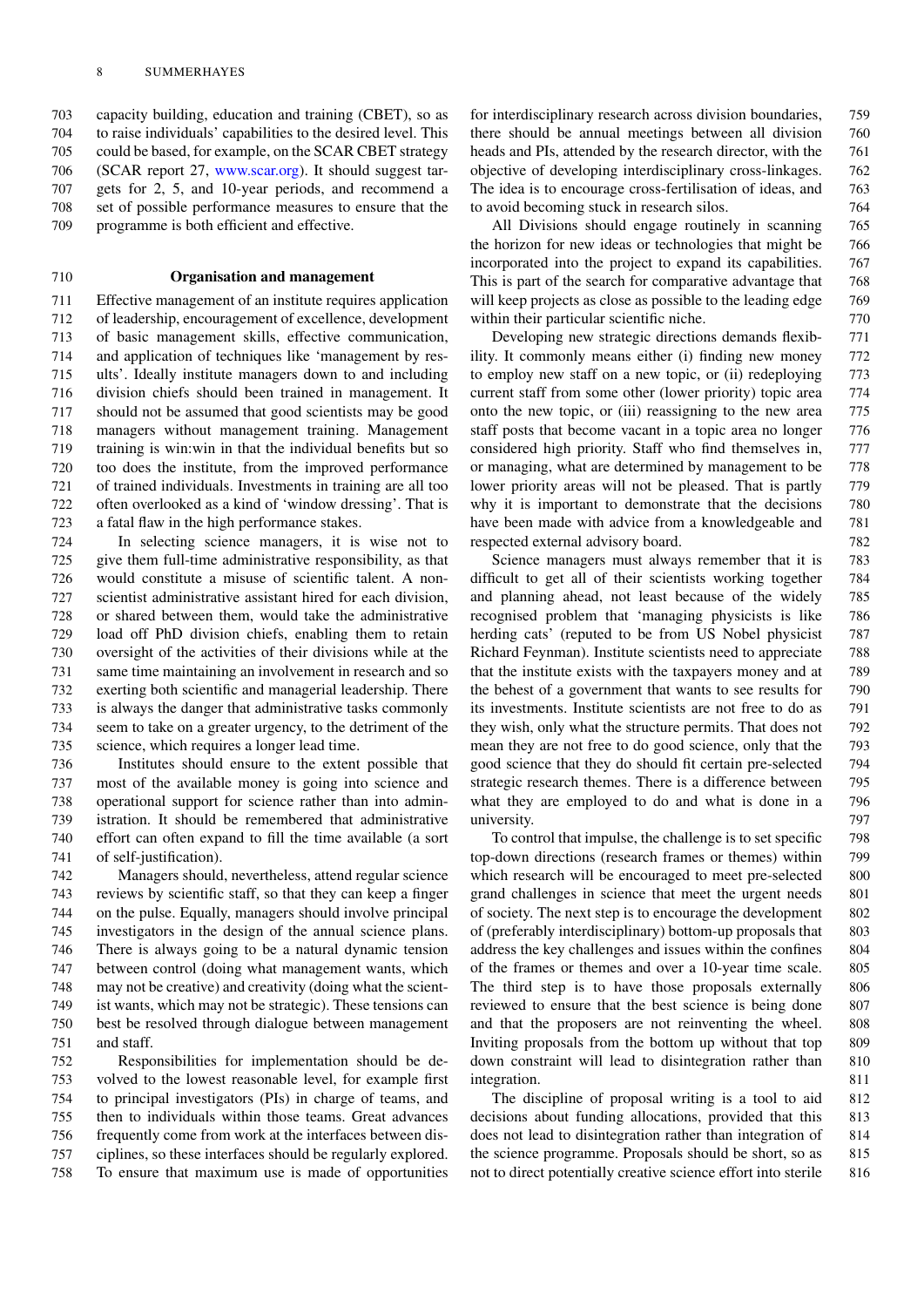capacity building, education and training (CBET), so as to raise individuals' capabilities to the desired level. This could be based, for example, on the SCAR CBET strategy (SCAR report 27, www.scar.org). It should suggest targets for 2, 5, and 10-year periods, and recommend a set of possible performance measures to ensure that the programme is both efficient and effective.

## Organisation and management

Effective management of an institute requires application of leadership, encouragement of excellence, development of basic management skills, effective communication, and application of techniques like 'management by results'. Ideally institute managers down to and including division chiefs should been trained in management. It should not be assumed that good scientists may be good managers without management training. Management training is win:win in that the individual benefits but so too does the institute, from the improved performance of trained individuals. Investments in training are all too often overlooked as a kind of 'window dressing'. That is a fatal flaw in the high performance stakes.

In selecting science managers, it is wise not to give them full-time administrative responsibility, as that would constitute a misuse of scientific talent. A non-scientist administrative assistant hired for each division, or shared between them, would take the administrative load off PhD division chiefs, enabling them to retain oversight of the activities of their divisions while at the same time maintaining an involvement in research and so exerting both scientific and managerial leadership. There is always the danger that administrative tasks commonly seem to take on a greater urgency, to the detriment of the science, which requires a longer lead time.

Institutes should ensure to the extent possible that most of the available money is going into science and operational support for science rather than into administration. It should be remembered that administrative effort can often expand to fill the time available (a sort of self-justification).

Managers should, nevertheless, attend regular science reviews by scientific staff, so that they can keep a finger on the pulse. Equally, managers should involve principal investigators in the design of the annual science plans. There is always going to be a natural dynamic tension between control (doing what management wants, which may not be creative) and creativity (doing what the scientist wants, which may not be strategic). These tensions can best be resolved through dialogue between management and staff.

Responsibilities for implementation should be devolved to the lowest reasonable level, for example first to principal investigators (PIs) in charge of teams, and then to individuals within those teams. Great advances frequently come from work at the interfaces between disciplines, so these interfaces should be regularly explored. To ensure that maximum use is made of opportunities for interdisciplinary research across division boundaries, there should be annual meetings between all division heads and PIs, attended by the research director, with the objective of developing interdisciplinary cross-linkages. The idea is to encourage cross-fertilisation of ideas, and to avoid becoming stuck in research silos.

All Divisions should engage routinely in scanning the horizon for new ideas or technologies that might be incorporated into the project to expand its capabilities. This is part of the search for comparative advantage that will keep projects as close as possible to the leading edge within their particular scientific niche.

Developing new strategic directions demands flexibility. It commonly means either (i) finding new money to employ new staff on a new topic, or (ii) redeploying current staff from some other (lower priority) topic area onto the new topic, or (iii) reassigning to the new area staff posts that become vacant in a topic area no longer considered high priority. Staff who find themselves in, or managing, what are determined by management to be lower priority areas will not be pleased. That is partly why it is important to demonstrate that the decisions have been made with advice from a knowledgeable and respected external advisory board.

Science managers must always remember that it is difficult to get all of their scientists working together and planning ahead, not least because of the widely recognised problem that 'managing physicists is like herding cats' (reputed to be from US Nobel physicist Richard Feynman). Institute scientists need to appreciate that the institute exists with the taxpayers money and at the behest of a government that wants to see results for its investments. Institute scientists are not free to do as they wish, only what the structure permits. That does not mean they are not free to do good science, only that the good science that they do should fit certain pre-selected strategic research themes. There is a difference between what they are employed to do and what is done in a university.

To control that impulse, the challenge is to set specific top-down directions (research frames or themes) within which research will be encouraged to meet pre-selected grand challenges in science that meet the urgent needs of society. The next step is to encourage the development of (preferably interdisciplinary) bottom-up proposals that address the key challenges and issues within the confines of the frames or themes and over a 10-year time scale. The third step is to have those proposals externally reviewed to ensure that the best science is being done and that the proposers are not reinventing the wheel. Inviting proposals from the bottom up without that top down constraint will lead to disintegration rather than integration.

The discipline of proposal writing is a tool to aid decisions about funding allocations, provided that this does not lead to disintegration rather than integration of the science programme. Proposals should be short, so as not to direct potentially creative science effort into sterile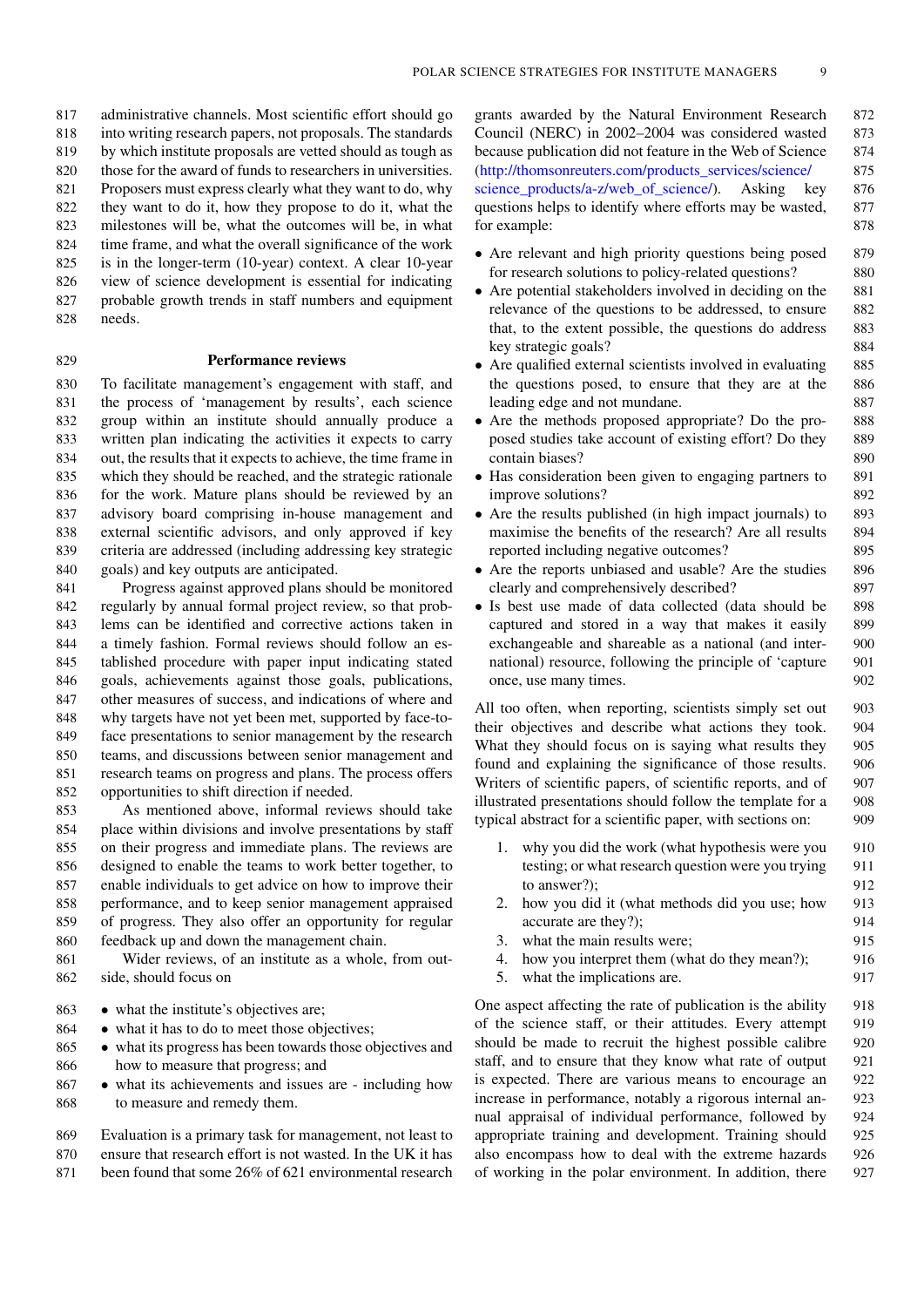administrative channels. Most scientific effort should go into writing research papers, not proposals. The standards by which institute proposals are vetted should be as tough as those for the award of funds to researchers in universities. Proposers must express clearly what they want to do, why they want to do it, how they propose to do it, what the milestones will be, what the outcomes will be, in what time frame, and what the overall significance of the work is in the longer-term (10-year) context. A clear 10-year view of science development is essential for indicating probable growth trends in staff numbers and equipment needs.

### Performance reviews

To facilitate management's engagement with staff, and the process of 'management by results', each science group within an institute should annually produce a written plan indicating the activities it expects to carry out, the results that it expects to achieve, the time frame in which they should be reached, and the strategic rationale for the work. Mature plans should be reviewed by an advisory board comprising in-house management and external scientific advisors, and only approved if key criteria are addressed (including addressing key strategic goals) and key outputs are anticipated.

Progress against approved plans should be monitored regularly by annual formal project review, so that problems can be identified and corrective actions taken in a timely fashion. Formal reviews should follow an established procedure with paper input indicating stated goals, achievements against those goals, publications, other measures of success, and indications of where and why targets have not yet been met, supported by face-to-face presentations to senior management by the research teams, and discussions between senior management and research teams on progress and plans. The process offers opportunities to shift direction if needed.

As mentioned above, informal reviews should take place within divisions and involve presentations by staff on their progress and immediate plans. The reviews are designed to enable the teams to work better together, to enable individuals to get advice on how to improve their performance, and to keep senior management appraised of progress. They also offer an opportunity for regular feedback up and down the management chain.

Wider reviews, of an institute as a whole, from outside, should focus on

- what the institute's objectives are;
- what it has to do to meet those objectives;
- what its progress has been towards those objectives and how to measure that progress; and
- what its achievements and issues are - including how to measure and remedy them.

Evaluation is a primary task for management, not least to ensure that research effort is not wasted. In the UK it has been found that some 26% of 621 environmental research grants awarded by the Natural Environment Research Council (NERC) in 2002–2004 was considered wasted because publication did not feature in the Web of Science (http://thomsonreuters.com/products_services/science/science_products/a-z/web_of_science/). Asking key questions helps to identify where efforts may be wasted, for example:

- Are relevant and high priority questions being posed for research solutions to policy-related questions?
- Are potential stakeholders involved in deciding on the relevance of the questions to be addressed, to ensure that, to the extent possible, the questions do address key strategic goals?
- Are qualified external scientists involved in evaluating the questions posed, to ensure that they are at the leading edge and not mundane.
- Are the methods proposed appropriate? Do the proposed studies take account of existing effort? Do they contain biases?
- Has consideration been given to engaging partners to improve solutions?
- Are the results published (in high impact journals) to maximise the benefits of the research? Are all results reported including negative outcomes?
- Are the reports unbiased and usable? Are the studies clearly and comprehensively described?
- Is best use made of data collected (data should be captured and stored in a way that makes it easily exchangeable and shareable as a national (and international) resource, following the principle of 'capture once, use many times.

All too often, when reporting, scientists simply set out their objectives and describe what actions they took. What they should focus on is saying what results they found and explaining the significance of those results. Writers of scientific papers, of scientific reports, and of illustrated presentations should follow the template for a typical abstract for a scientific paper, with sections on:

1. why you did the work (what hypothesis were you testing; or what research question were you trying to answer?);
2. how you did it (what methods did you use; how accurate are they?);
3. what the main results were;
4. how you interpret them (what do they mean?);
5. what the implications are.

One aspect affecting the rate of publication is the ability of the science staff, or their attitudes. Every attempt should be made to recruit the highest possible calibre staff, and to ensure that they know what rate of output is expected. There are various means to encourage an increase in performance, notably a rigorous internal annual appraisal of individual performance, followed by appropriate training and development. Training should also encompass how to deal with the extreme hazards of working in the polar environment. In addition, there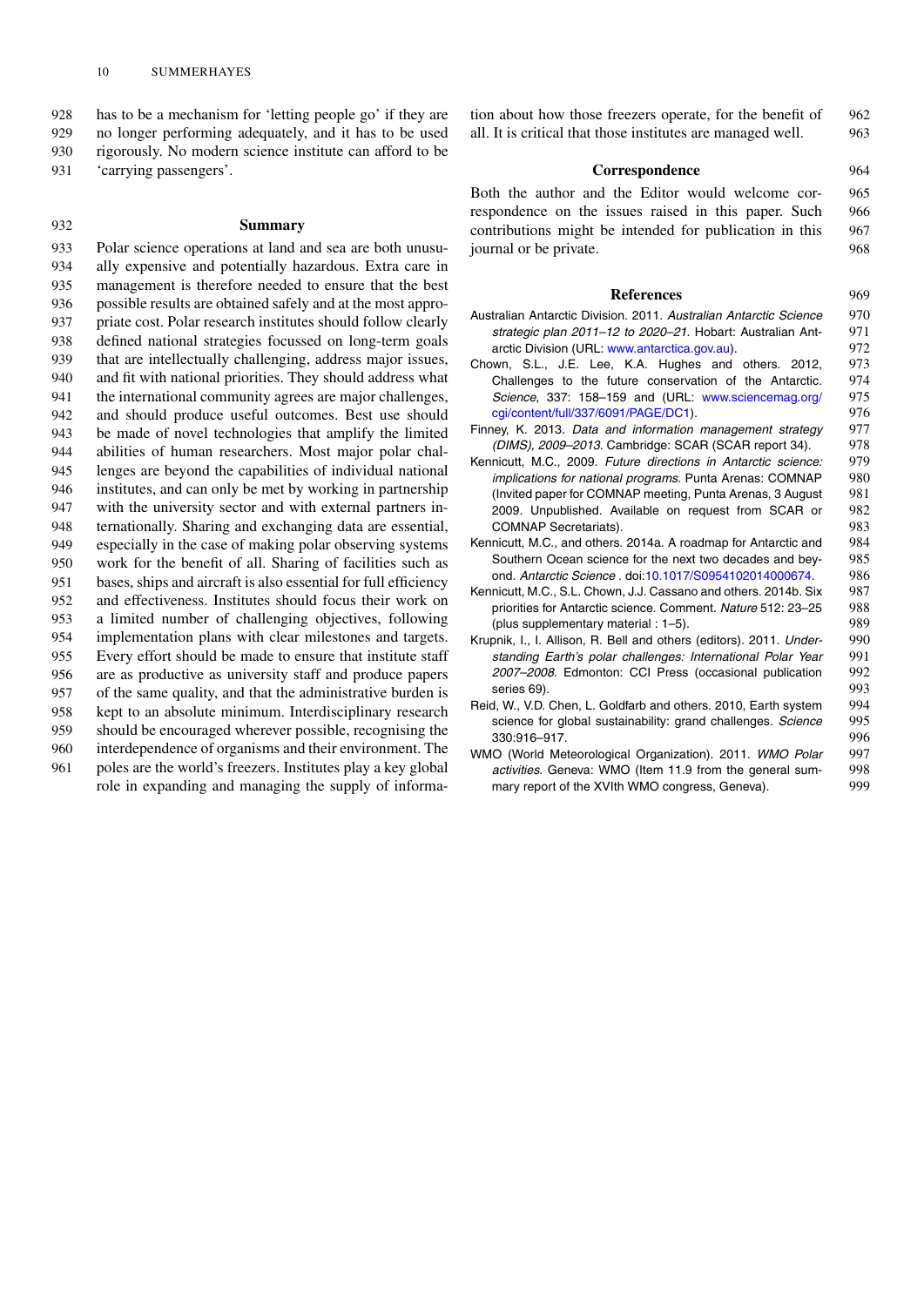has to be a mechanism for 'letting people go' if they are no longer performing adequately, and it has to be used rigorously. No modern science institute can afford to be 'carrying passengers'.

## Summary

Polar science operations at land and sea are both unusually expensive and potentially hazardous. Extra care in management is therefore needed to ensure that the best possible results are obtained safely and at the most appropriate cost. Polar research institutes should follow clearly defined national strategies focussed on long-term goals that are intellectually challenging, address major issues, and fit with national priorities. They should address what the international community agrees are major challenges, and should produce useful outcomes. Best use should be made of novel technologies that amplify the limited abilities of human researchers. Most major polar challenges are beyond the capabilities of individual national institutes, and can only be met by working in partnership with the university sector and with external partners internationally. Sharing and exchanging data are essential, especially in the case of making polar observing systems work for the benefit of all. Sharing of facilities such as bases, ships and aircraft is also essential for full efficiency and effectiveness. Institutes should focus their work on a limited number of challenging objectives, following implementation plans with clear milestones and targets. Every effort should be made to ensure that institute staff are as productive as university staff and produce papers of the same quality, and that the administrative burden is kept to an absolute minimum. Interdisciplinary research should be encouraged wherever possible, recognising the interdependence of organisms and their environment. The poles are the world's freezers. Institutes play a key global role in expanding and managing the supply of information about how those freezers operate, for the benefit of all. It is critical that those institutes are managed well.

## Correspondence

Both the author and the Editor would welcome correspondence on the issues raised in this paper. Such contributions might be intended for publication in this journal or be private.

## References

Australian Antarctic Division. 2011. *Australian Antarctic Science strategic plan 2011–12 to 2020–21*. Hobart: Australian Antarctic Division (URL: www.antarctica.gov.au).

Chown, S.L., J.E. Lee, K.A. Hughes and others. 2012, Challenges to the future conservation of the Antarctic. *Science*, 337: 158–159 and (URL: www.sciencemag.org/cgi/content/full/337/6091/PAGE/DC1).

Finney, K. 2013. *Data and information management strategy (DIMS), 2009–2013*. Cambridge: SCAR (SCAR report 34).

Kennicutt, M.C., 2009. *Future directions in Antarctic science: implications for national programs*. Punta Arenas: COMNAP (Invited paper for COMNAP meeting, Punta Arenas, 3 August 2009. Unpublished. Available on request from SCAR or COMNAP Secretariats).

Kennicutt, M.C., and others. 2014a. A roadmap for Antarctic and Southern Ocean science for the next two decades and beyond. *Antarctic Science* . doi:10.1017/S0954102014000674.

Kennicutt, M.C., S.L. Chown, J.J. Cassano and others. 2014b. Six priorities for Antarctic science. Comment. *Nature* 512: 23–25 (plus supplementary material : 1–5).

Krupnik, I., I. Allison, R. Bell and others (editors). 2011. *Understanding Earth's polar challenges: International Polar Year 2007–2008*. Edmonton: CCI Press (occasional publication series 69).

Reid, W., V.D. Chen, L. Goldfarb and others. 2010, Earth system science for global sustainability: grand challenges. *Science* 330:916–917.

WMO (World Meteorological Organization). 2011. *WMO Polar activities*. Geneva: WMO (Item 11.9 from the general summary report of the XVIth WMO congress, Geneva).